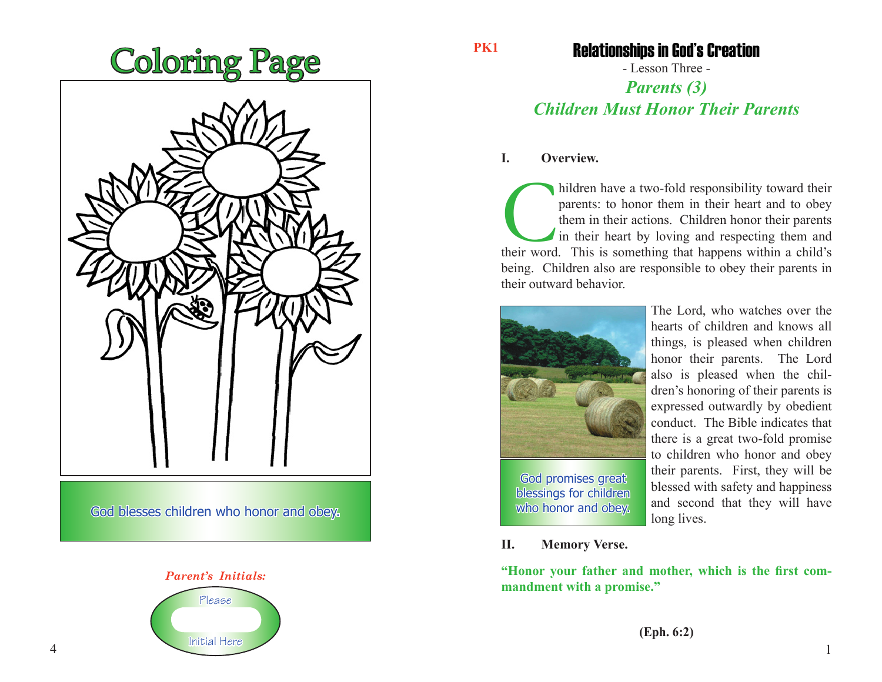# Coloring Page

God blesses children who honor and obey.

*Parent's Initials:*

Please

Initial Here

PK1

# Relationships in God's Creation

- Lesson Three -

## *Parents (3)*
## *Children Must Honor Their Parents*

**I. Overview.**

Children have a two-fold responsibility toward their parents: to honor them in their heart and to obey them in their actions. Children honor their parents in their heart by loving and respecting them and their word. This is something that happens within a child's being. Children also are responsible to obey their parents in their outward behavior.

God promises great blessings for children who honor and obey.

The Lord, who watches over the hearts of children and knows all things, is pleased when children honor their parents. The Lord also is pleased when the children's honoring of their parents is expressed outwardly by obedient conduct. The Bible indicates that there is a great two-fold promise to children who honor and obey their parents. First, they will be blessed with safety and happiness and second that they will have long lives.

**II. Memory Verse.**

**"Honor your father and mother, which is the first commandment with a promise."**

**(Eph. 6:2)**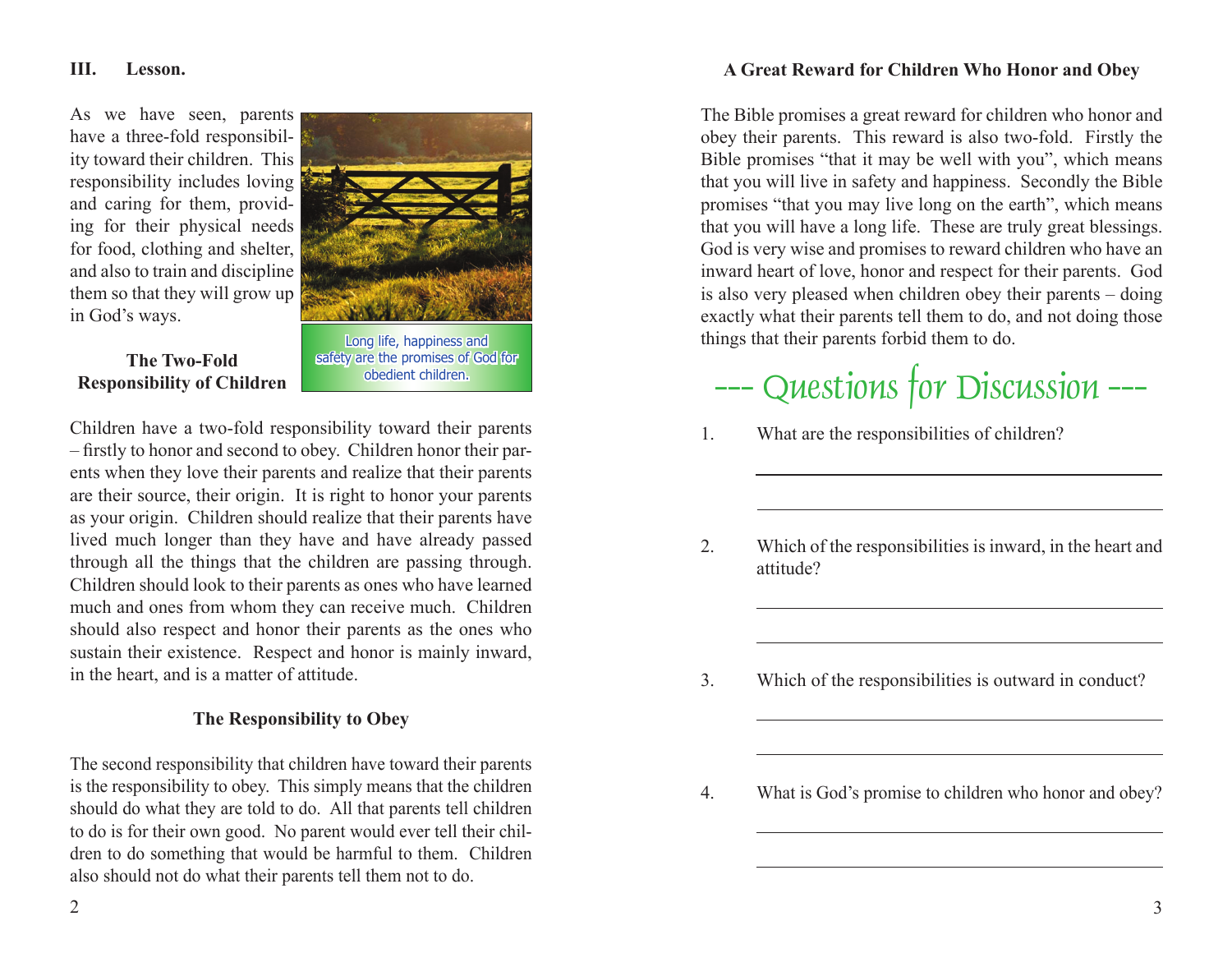## III. Lesson.

As we have seen, parents have a three-fold responsibility toward their children. This responsibility includes loving and caring for them, providing for their physical needs for food, clothing and shelter, and also to train and discipline them so that they will grow up in God's ways.

Long life, happiness and safety are the promises of God for obedient children.

### The Two-Fold Responsibility of Children

Children have a two-fold responsibility toward their parents – firstly to honor and second to obey. Children honor their parents when they love their parents and realize that their parents are their source, their origin. It is right to honor your parents as your origin. Children should realize that their parents have lived much longer than they have and have already passed through all the things that the children are passing through. Children should look to their parents as ones who have learned much and ones from whom they can receive much. Children should also respect and honor their parents as the ones who sustain their existence. Respect and honor is mainly inward, in the heart, and is a matter of attitude.

### The Responsibility to Obey

The second responsibility that children have toward their parents is the responsibility to obey. This simply means that the children should do what they are told to do. All that parents tell children to do is for their own good. No parent would ever tell their children to do something that would be harmful to them. Children also should not do what their parents tell them not to do.

### A Great Reward for Children Who Honor and Obey

The Bible promises a great reward for children who honor and obey their parents. This reward is also two-fold. Firstly the Bible promises "that it may be well with you", which means that you will live in safety and happiness. Secondly the Bible promises "that you may live long on the earth", which means that you will have a long life. These are truly great blessings. God is very wise and promises to reward children who have an inward heart of love, honor and respect for their parents. God is also very pleased when children obey their parents – doing exactly what their parents tell them to do, and not doing those things that their parents forbid them to do.

## --- Questions for Discussion ---

1. What are the responsibilities of children?

   \_\_\_\_\_\_\_\_\_\_\_\_\_\_\_\_\_\_\_\_\_\_\_\_\_\_\_\_\_\_\_\_\_\_\_\_\_\_\_\_

   \_\_\_\_\_\_\_\_\_\_\_\_\_\_\_\_\_\_\_\_\_\_\_\_\_\_\_\_\_\_\_\_\_\_\_\_\_\_\_\_

2. Which of the responsibilities is inward, in the heart and attitude?

   \_\_\_\_\_\_\_\_\_\_\_\_\_\_\_\_\_\_\_\_\_\_\_\_\_\_\_\_\_\_\_\_\_\_\_\_\_\_\_\_

   \_\_\_\_\_\_\_\_\_\_\_\_\_\_\_\_\_\_\_\_\_\_\_\_\_\_\_\_\_\_\_\_\_\_\_\_\_\_\_\_

3. Which of the responsibilities is outward in conduct?

   \_\_\_\_\_\_\_\_\_\_\_\_\_\_\_\_\_\_\_\_\_\_\_\_\_\_\_\_\_\_\_\_\_\_\_\_\_\_\_\_

   \_\_\_\_\_\_\_\_\_\_\_\_\_\_\_\_\_\_\_\_\_\_\_\_\_\_\_\_\_\_\_\_\_\_\_\_\_\_\_\_

4. What is God's promise to children who honor and obey?

   \_\_\_\_\_\_\_\_\_\_\_\_\_\_\_\_\_\_\_\_\_\_\_\_\_\_\_\_\_\_\_\_\_\_\_\_\_\_\_\_

   \_\_\_\_\_\_\_\_\_\_\_\_\_\_\_\_\_\_\_\_\_\_\_\_\_\_\_\_\_\_\_\_\_\_\_\_\_\_\_\_